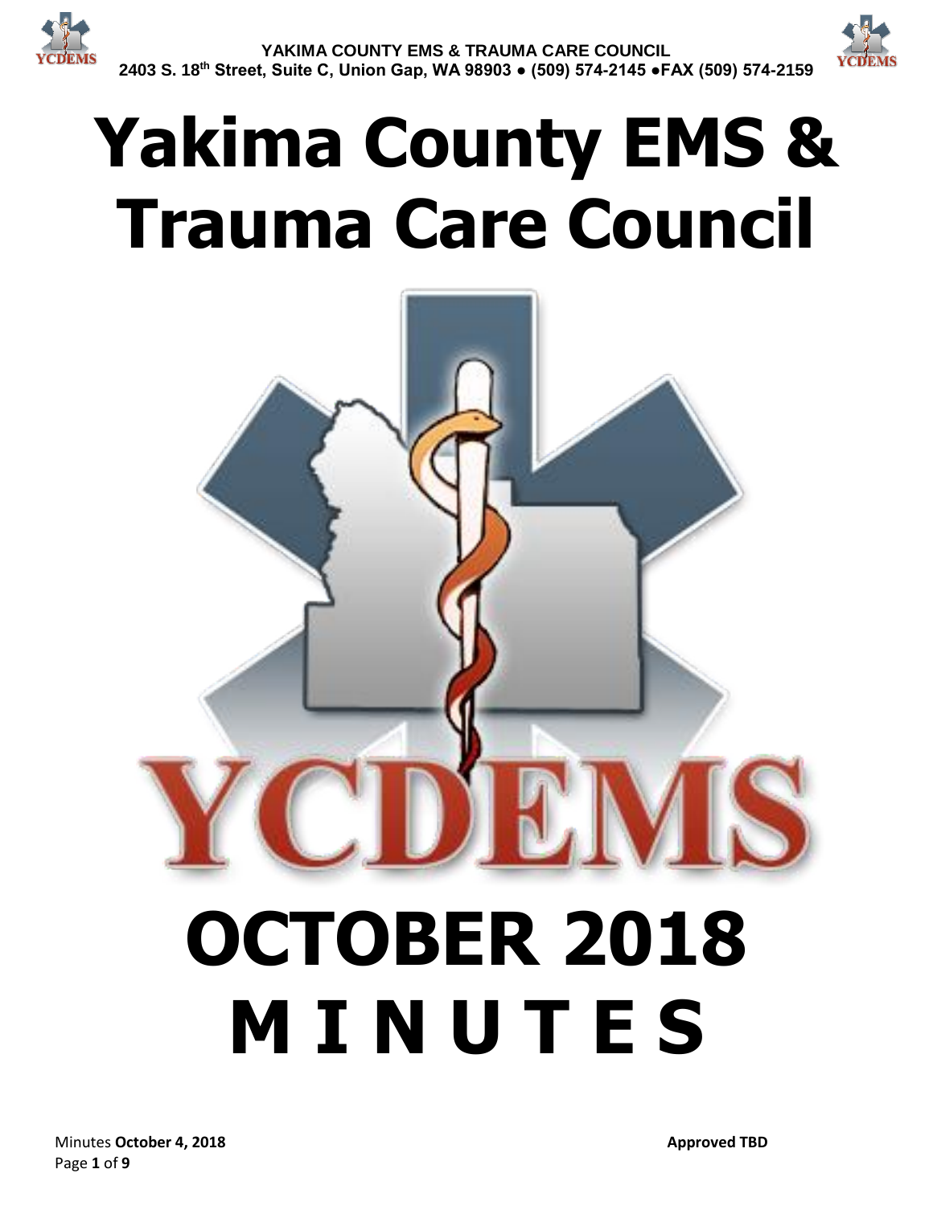# Yakima County EMS & Trauma Care Council

YCDEMS

# OCTOBER 2018 MINUTES

Minutes **October 4, 2018** **Approved TBD**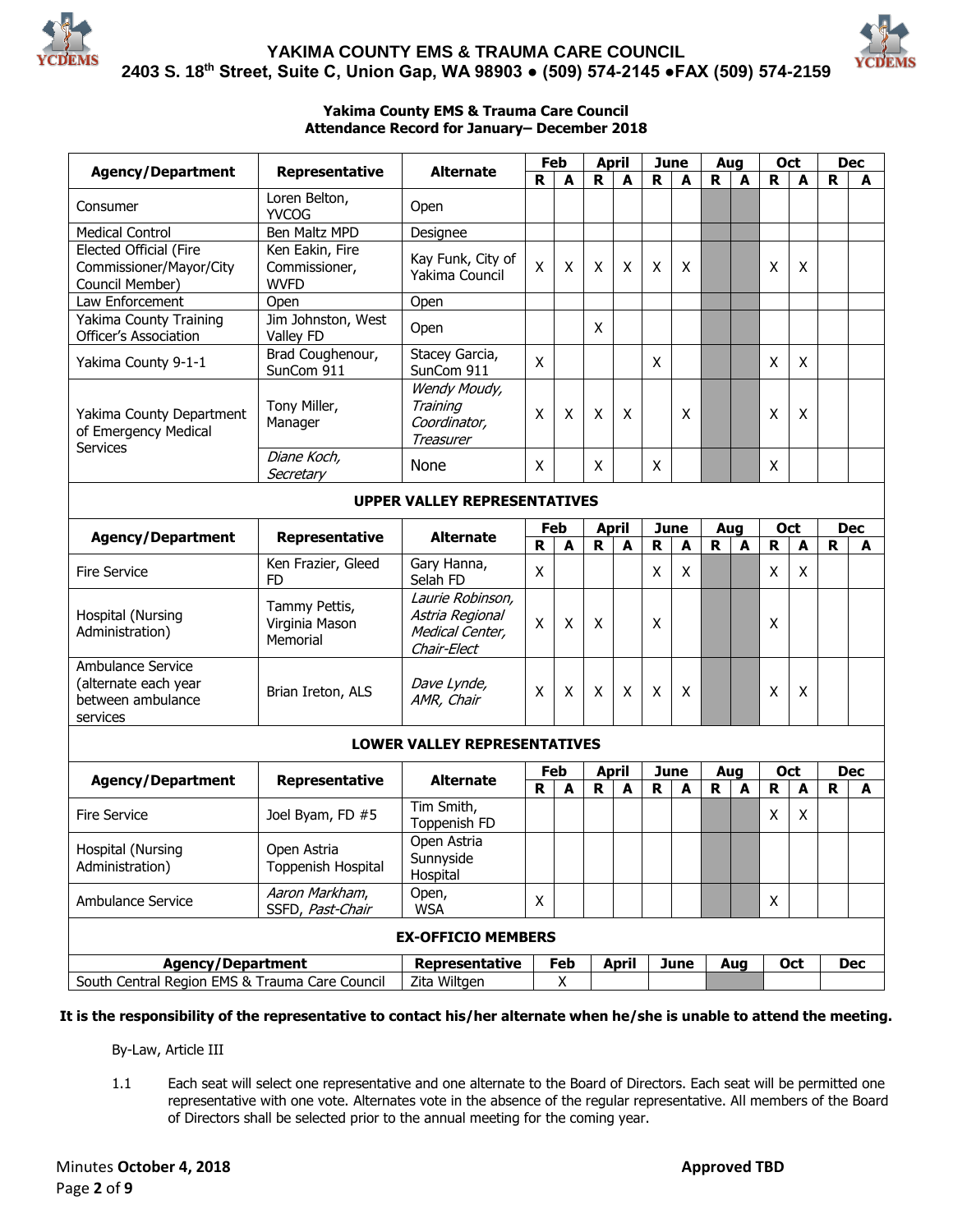# YAKIMA COUNTY EMS & TRAUMA CARE COUNCIL

**2403 S. 18th Street, Suite C, Union Gap, WA 98903 ● (509) 574-2145 ●FAX (509) 574-2159**

**Yakima County EMS & Trauma Care Council**
**Attendance Record for January– December 2018**

| Agency/Department | Representative | Alternate | Feb | | April | | June | | Aug | | Oct | | Dec | |
|---|---|---|---|---|---|---|---|---|---|---|---|---|---|---|
| | | | R | A | R | A | R | A | R | A | R | A | R | A |
| Consumer | Loren Belton, YVCOG | Open | | | | | | | | | | | | |
| Medical Control | Ben Maltz MPD | Designee | | | | | | | | | | | | |
| Elected Official (Fire Commissioner/Mayor/City Council Member) | Ken Eakin, Fire Commissioner, WVFD | Kay Funk, City of Yakima Council | X | X | X | X | X | X | | | X | X | | |
| Law Enforcement | Open | Open | | | | | | | | | | | | |
| Yakima County Training Officer's Association | Jim Johnston, West Valley FD | Open | | | X | | | | | | | | | |
| Yakima County 9-1-1 | Brad Coughenour, SunCom 911 | Stacey Garcia, SunCom 911 | X | | | | X | | | | X | X | | |
| Yakima County Department of Emergency Medical Services | Tony Miller, Manager | *Wendy Moudy, Training Coordinator, Treasurer* | X | X | X | X | | X | | | X | X | | |
| | *Diane Koch, Secretary* | None | X | | X | | X | | | | X | | | |

**UPPER VALLEY REPRESENTATIVES**

| Agency/Department | Representative | Alternate | Feb | | April | | June | | Aug | | Oct | | Dec | |
|---|---|---|---|---|---|---|---|---|---|---|---|---|---|---|
| | | | R | A | R | A | R | A | R | A | R | A | R | A |
| Fire Service | Ken Frazier, Gleed FD | Gary Hanna, Selah FD | X | | | | X | X | | | X | X | | |
| Hospital (Nursing Administration) | Tammy Pettis, Virginia Mason Memorial | *Laurie Robinson, Astria Regional Medical Center, Chair-Elect* | X | X | X | | X | | | | X | | | |
| Ambulance Service (alternate each year between ambulance services | Brian Ireton, ALS | *Dave Lynde, AMR, Chair* | X | X | X | X | X | X | | | X | X | | |

**LOWER VALLEY REPRESENTATIVES**

| Agency/Department | Representative | Alternate | Feb | | April | | June | | Aug | | Oct | | Dec | |
|---|---|---|---|---|---|---|---|---|---|---|---|---|---|---|
| | | | R | A | R | A | R | A | R | A | R | A | R | A |
| Fire Service | Joel Byam, FD #5 | Tim Smith, Toppenish FD | | | | | | | | | X | X | | |
| Hospital (Nursing Administration) | Open Astria Toppenish Hospital | Open Astria Sunnyside Hospital | | | | | | | | | | | | |
| Ambulance Service | *Aaron Markham,* SSFD, *Past-Chair* | Open, WSA | X | | | | | | | | X | | | |

**EX-OFFICIO MEMBERS**

| Agency/Department | Representative | Feb | April | June | Aug | Oct | Dec |
|---|---|---|---|---|---|---|---|
| South Central Region EMS & Trauma Care Council | Zita Wiltgen | X | | | | | |

**It is the responsibility of the representative to contact his/her alternate when he/she is unable to attend the meeting.**

By-Law, Article III

1.1 Each seat will select one representative and one alternate to the Board of Directors. Each seat will be permitted one representative with one vote. Alternates vote in the absence of the regular representative. All members of the Board of Directors shall be selected prior to the annual meeting for the coming year.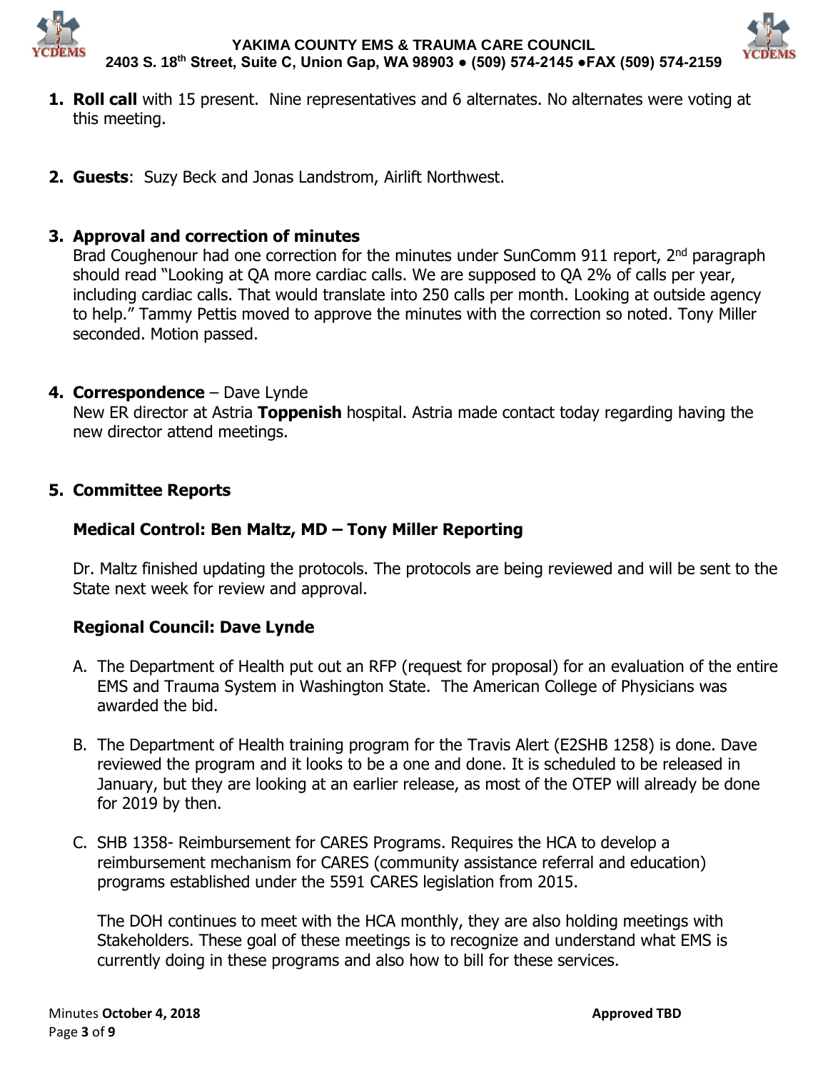1. **Roll call** with 15 present. Nine representatives and 6 alternates. No alternates were voting at this meeting.

2. **Guests**: Suzy Beck and Jonas Landstrom, Airlift Northwest.

3. **Approval and correction of minutes**
   Brad Coughenour had one correction for the minutes under SunComm 911 report, 2nd paragraph should read "Looking at QA more cardiac calls. We are supposed to QA 2% of calls per year, including cardiac calls. That would translate into 250 calls per month. Looking at outside agency to help." Tammy Pettis moved to approve the minutes with the correction so noted. Tony Miller seconded. Motion passed.

4. **Correspondence** – Dave Lynde
   New ER director at Astria **Toppenish** hospital. Astria made contact today regarding having the new director attend meetings.

5. **Committee Reports**

   **Medical Control: Ben Maltz, MD – Tony Miller Reporting**

   Dr. Maltz finished updating the protocols. The protocols are being reviewed and will be sent to the State next week for review and approval.

   **Regional Council: Dave Lynde**

   A. The Department of Health put out an RFP (request for proposal) for an evaluation of the entire EMS and Trauma System in Washington State. The American College of Physicians was awarded the bid.

   B. The Department of Health training program for the Travis Alert (E2SHB 1258) is done. Dave reviewed the program and it looks to be a one and done. It is scheduled to be released in January, but they are looking at an earlier release, as most of the OTEP will already be done for 2019 by then.

   C. SHB 1358- Reimbursement for CARES Programs. Requires the HCA to develop a reimbursement mechanism for CARES (community assistance referral and education) programs established under the 5591 CARES legislation from 2015.

      The DOH continues to meet with the HCA monthly, they are also holding meetings with Stakeholders. These goal of these meetings is to recognize and understand what EMS is currently doing in these programs and also how to bill for these services.

Minutes **October 4, 2018** **Approved TBD**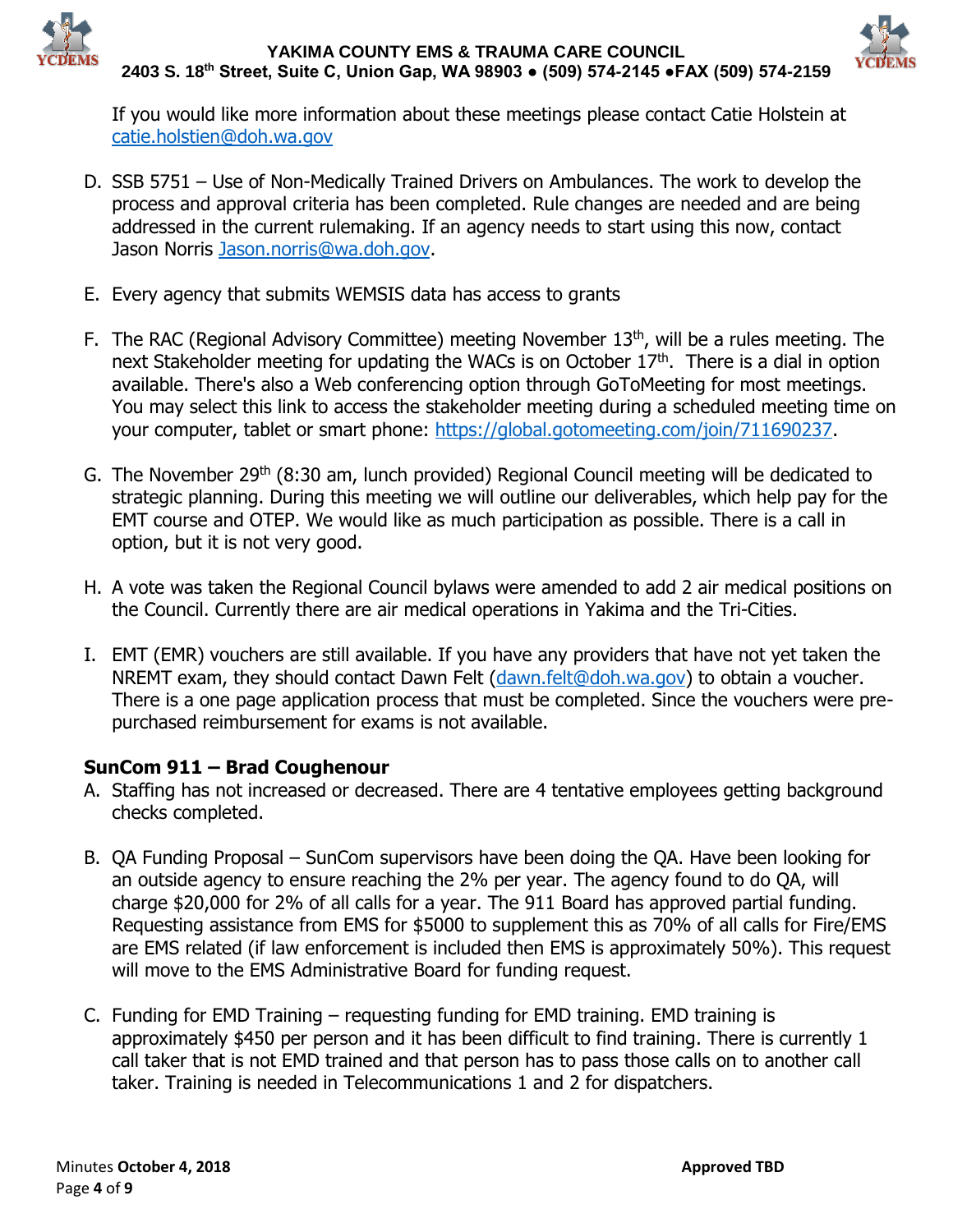If you would like more information about these meetings please contact Catie Holstein at catie.holstien@doh.wa.gov

D. SSB 5751 – Use of Non-Medically Trained Drivers on Ambulances. The work to develop the process and approval criteria has been completed. Rule changes are needed and are being addressed in the current rulemaking. If an agency needs to start using this now, contact Jason Norris Jason.norris@wa.doh.gov.

E. Every agency that submits WEMSIS data has access to grants

F. The RAC (Regional Advisory Committee) meeting November 13th, will be a rules meeting. The next Stakeholder meeting for updating the WACs is on October 17th. There is a dial in option available. There's also a Web conferencing option through GoToMeeting for most meetings. You may select this link to access the stakeholder meeting during a scheduled meeting time on your computer, tablet or smart phone: https://global.gotomeeting.com/join/711690237.

G. The November 29th (8:30 am, lunch provided) Regional Council meeting will be dedicated to strategic planning. During this meeting we will outline our deliverables, which help pay for the EMT course and OTEP. We would like as much participation as possible. There is a call in option, but it is not very good.

H. A vote was taken the Regional Council bylaws were amended to add 2 air medical positions on the Council. Currently there are air medical operations in Yakima and the Tri-Cities.

I. EMT (EMR) vouchers are still available. If you have any providers that have not yet taken the NREMT exam, they should contact Dawn Felt (dawn.felt@doh.wa.gov) to obtain a voucher. There is a one page application process that must be completed. Since the vouchers were pre-purchased reimbursement for exams is not available.

**SunCom 911 – Brad Coughenour**

A. Staffing has not increased or decreased. There are 4 tentative employees getting background checks completed.

B. QA Funding Proposal – SunCom supervisors have been doing the QA. Have been looking for an outside agency to ensure reaching the 2% per year. The agency found to do QA, will charge $20,000 for 2% of all calls for a year. The 911 Board has approved partial funding. Requesting assistance from EMS for $5000 to supplement this as 70% of all calls for Fire/EMS are EMS related (if law enforcement is included then EMS is approximately 50%). This request will move to the EMS Administrative Board for funding request.

C. Funding for EMD Training – requesting funding for EMD training. EMD training is approximately $450 per person and it has been difficult to find training. There is currently 1 call taker that is not EMD trained and that person has to pass those calls on to another call taker. Training is needed in Telecommunications 1 and 2 for dispatchers.

Minutes **October 4, 2018** **Approved TBD**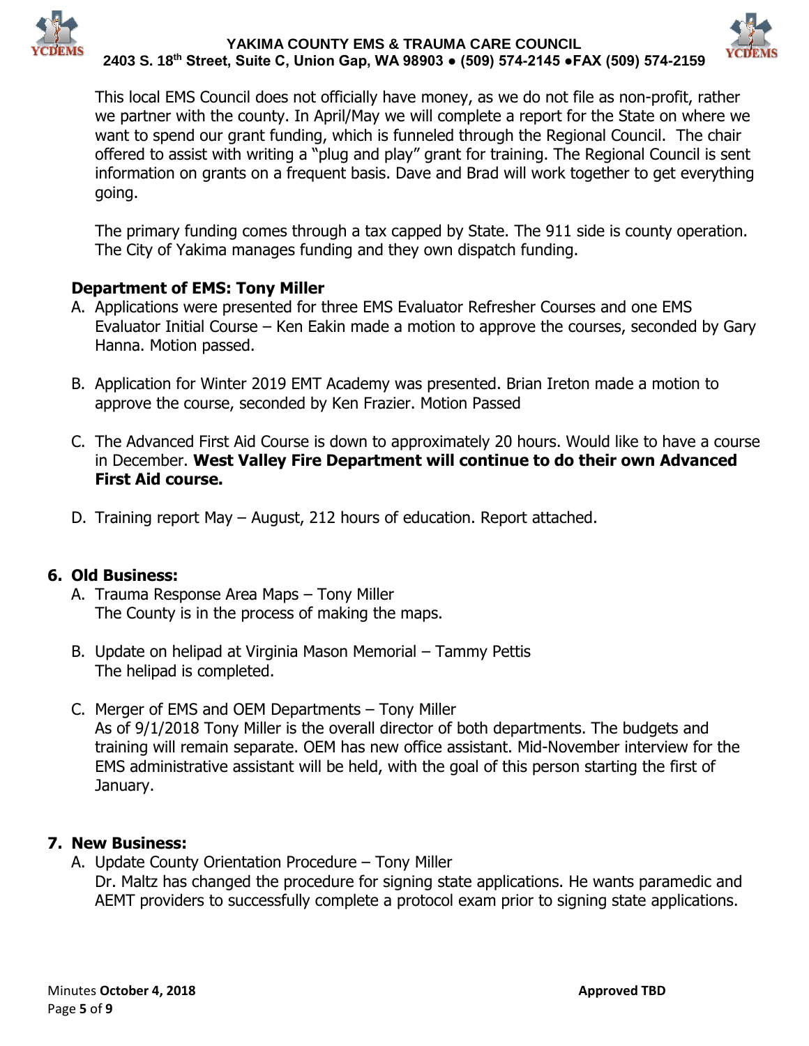This local EMS Council does not officially have money, as we do not file as non-profit, rather we partner with the county. In April/May we will complete a report for the State on where we want to spend our grant funding, which is funneled through the Regional Council. The chair offered to assist with writing a "plug and play" grant for training. The Regional Council is sent information on grants on a frequent basis. Dave and Brad will work together to get everything going.

The primary funding comes through a tax capped by State. The 911 side is county operation. The City of Yakima manages funding and they own dispatch funding.

**Department of EMS: Tony Miller**

A. Applications were presented for three EMS Evaluator Refresher Courses and one EMS Evaluator Initial Course – Ken Eakin made a motion to approve the courses, seconded by Gary Hanna. Motion passed.

B. Application for Winter 2019 EMT Academy was presented. Brian Ireton made a motion to approve the course, seconded by Ken Frazier. Motion Passed

C. The Advanced First Aid Course is down to approximately 20 hours. Would like to have a course in December. **West Valley Fire Department will continue to do their own Advanced First Aid course.**

D. Training report May – August, 212 hours of education. Report attached.

## 6. Old Business:

A. Trauma Response Area Maps – Tony Miller
The County is in the process of making the maps.

B. Update on helipad at Virginia Mason Memorial – Tammy Pettis
The helipad is completed.

C. Merger of EMS and OEM Departments – Tony Miller
As of 9/1/2018 Tony Miller is the overall director of both departments. The budgets and training will remain separate. OEM has new office assistant. Mid-November interview for the EMS administrative assistant will be held, with the goal of this person starting the first of January.

## 7. New Business:

A. Update County Orientation Procedure – Tony Miller
Dr. Maltz has changed the procedure for signing state applications. He wants paramedic and AEMT providers to successfully complete a protocol exam prior to signing state applications.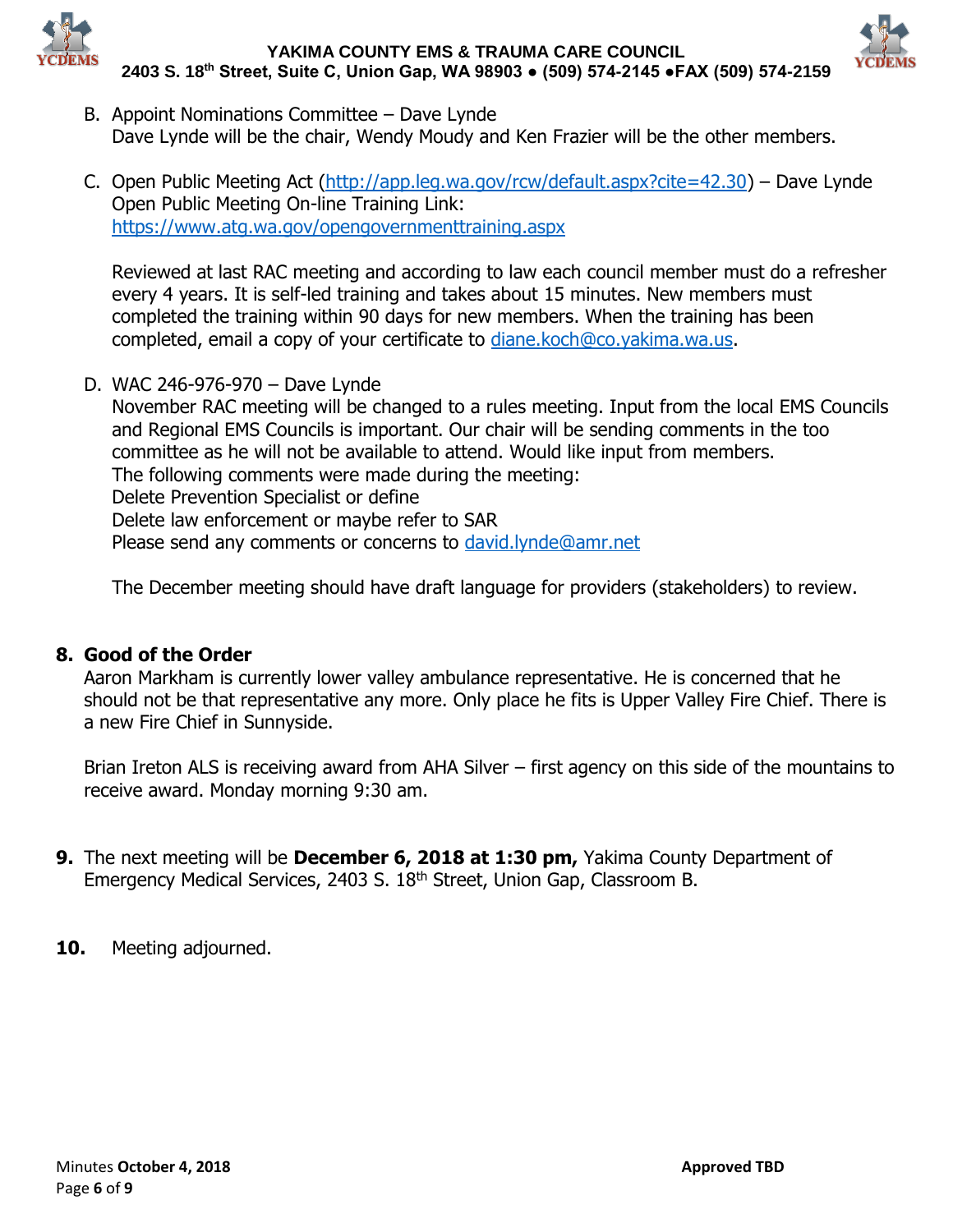B. Appoint Nominations Committee – Dave Lynde
   Dave Lynde will be the chair, Wendy Moudy and Ken Frazier will be the other members.

C. Open Public Meeting Act (http://app.leg.wa.gov/rcw/default.aspx?cite=42.30) – Dave Lynde
   Open Public Meeting On-line Training Link:
   https://www.atg.wa.gov/opengovernmenttraining.aspx

   Reviewed at last RAC meeting and according to law each council member must do a refresher every 4 years. It is self-led training and takes about 15 minutes. New members must completed the training within 90 days for new members. When the training has been completed, email a copy of your certificate to diane.koch@co.yakima.wa.us.

D. WAC 246-976-970 – Dave Lynde
   November RAC meeting will be changed to a rules meeting. Input from the local EMS Councils and Regional EMS Councils is important. Our chair will be sending comments in the too committee as he will not be available to attend. Would like input from members.
   The following comments were made during the meeting:
   Delete Prevention Specialist or define
   Delete law enforcement or maybe refer to SAR
   Please send any comments or concerns to david.lynde@amr.net

   The December meeting should have draft language for providers (stakeholders) to review.

## 8. Good of the Order

Aaron Markham is currently lower valley ambulance representative. He is concerned that he should not be that representative any more. Only place he fits is Upper Valley Fire Chief. There is a new Fire Chief in Sunnyside.

Brian Ireton ALS is receiving award from AHA Silver – first agency on this side of the mountains to receive award. Monday morning 9:30 am.

**9.** The next meeting will be **December 6, 2018 at 1:30 pm,** Yakima County Department of Emergency Medical Services, 2403 S. 18th Street, Union Gap, Classroom B.

**10.** Meeting adjourned.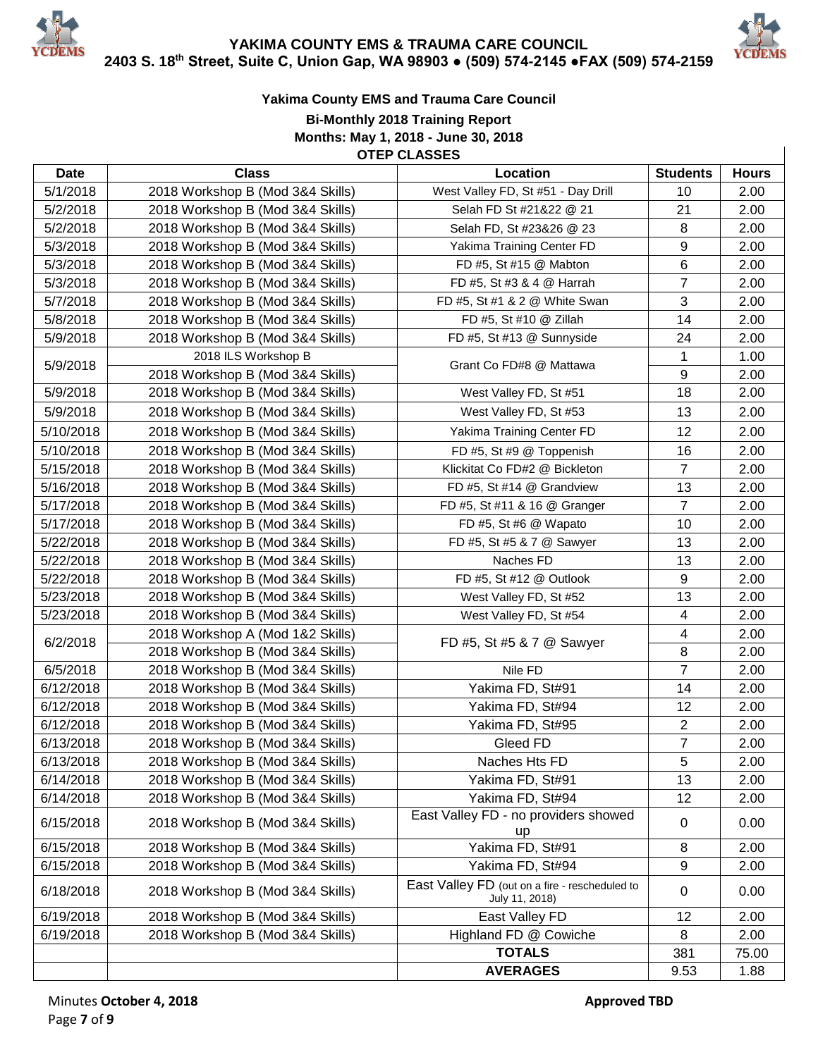**YAKIMA COUNTY EMS & TRAUMA CARE COUNCIL**
**2403 S. 18th Street, Suite C, Union Gap, WA 98903 ● (509) 574-2145 ●FAX (509) 574-2159**

### Yakima County EMS and Trauma Care Council
### Bi-Monthly 2018 Training Report
### Months: May 1, 2018 - June 30, 2018
### OTEP CLASSES

| Date | Class | Location | Students | Hours |
|---|---|---|---|---|
| 5/1/2018 | 2018 Workshop B (Mod 3&4 Skills) | West Valley FD, St #51 - Day Drill | 10 | 2.00 |
| 5/2/2018 | 2018 Workshop B (Mod 3&4 Skills) | Selah FD St #21&22 @ 21 | 21 | 2.00 |
| 5/2/2018 | 2018 Workshop B (Mod 3&4 Skills) | Selah FD, St #23&26 @ 23 | 8 | 2.00 |
| 5/3/2018 | 2018 Workshop B (Mod 3&4 Skills) | Yakima Training Center FD | 9 | 2.00 |
| 5/3/2018 | 2018 Workshop B (Mod 3&4 Skills) | FD #5, St #15 @ Mabton | 6 | 2.00 |
| 5/3/2018 | 2018 Workshop B (Mod 3&4 Skills) | FD #5, St #3 & 4 @ Harrah | 7 | 2.00 |
| 5/7/2018 | 2018 Workshop B (Mod 3&4 Skills) | FD #5, St #1 & 2 @ White Swan | 3 | 2.00 |
| 5/8/2018 | 2018 Workshop B (Mod 3&4 Skills) | FD #5, St #10 @ Zillah | 14 | 2.00 |
| 5/9/2018 | 2018 Workshop B (Mod 3&4 Skills) | FD #5, St #13 @ Sunnyside | 24 | 2.00 |
| 5/9/2018 | 2018 ILS Workshop B | Grant Co FD#8 @ Mattawa | 1 | 1.00 |
| | 2018 Workshop B (Mod 3&4 Skills) | | 9 | 2.00 |
| 5/9/2018 | 2018 Workshop B (Mod 3&4 Skills) | West Valley FD, St #51 | 18 | 2.00 |
| 5/9/2018 | 2018 Workshop B (Mod 3&4 Skills) | West Valley FD, St #53 | 13 | 2.00 |
| 5/10/2018 | 2018 Workshop B (Mod 3&4 Skills) | Yakima Training Center FD | 12 | 2.00 |
| 5/10/2018 | 2018 Workshop B (Mod 3&4 Skills) | FD #5, St #9 @ Toppenish | 16 | 2.00 |
| 5/15/2018 | 2018 Workshop B (Mod 3&4 Skills) | Klickitat Co FD#2 @ Bickleton | 7 | 2.00 |
| 5/16/2018 | 2018 Workshop B (Mod 3&4 Skills) | FD #5, St #14 @ Grandview | 13 | 2.00 |
| 5/17/2018 | 2018 Workshop B (Mod 3&4 Skills) | FD #5, St #11 & 16 @ Granger | 7 | 2.00 |
| 5/17/2018 | 2018 Workshop B (Mod 3&4 Skills) | FD #5, St #6 @ Wapato | 10 | 2.00 |
| 5/22/2018 | 2018 Workshop B (Mod 3&4 Skills) | FD #5, St #5 & 7 @ Sawyer | 13 | 2.00 |
| 5/22/2018 | 2018 Workshop B (Mod 3&4 Skills) | Naches FD | 13 | 2.00 |
| 5/22/2018 | 2018 Workshop B (Mod 3&4 Skills) | FD #5, St #12 @ Outlook | 9 | 2.00 |
| 5/23/2018 | 2018 Workshop B (Mod 3&4 Skills) | West Valley FD, St #52 | 13 | 2.00 |
| 5/23/2018 | 2018 Workshop B (Mod 3&4 Skills) | West Valley FD, St #54 | 4 | 2.00 |
| 6/2/2018 | 2018 Workshop A (Mod 1&2 Skills) | FD #5, St #5 & 7 @ Sawyer | 4 | 2.00 |
| | 2018 Workshop B (Mod 3&4 Skills) | | 8 | 2.00 |
| 6/5/2018 | 2018 Workshop B (Mod 3&4 Skills) | Nile FD | 7 | 2.00 |
| 6/12/2018 | 2018 Workshop B (Mod 3&4 Skills) | Yakima FD, St#91 | 14 | 2.00 |
| 6/12/2018 | 2018 Workshop B (Mod 3&4 Skills) | Yakima FD, St#94 | 12 | 2.00 |
| 6/12/2018 | 2018 Workshop B (Mod 3&4 Skills) | Yakima FD, St#95 | 2 | 2.00 |
| 6/13/2018 | 2018 Workshop B (Mod 3&4 Skills) | Gleed FD | 7 | 2.00 |
| 6/13/2018 | 2018 Workshop B (Mod 3&4 Skills) | Naches Hts FD | 5 | 2.00 |
| 6/14/2018 | 2018 Workshop B (Mod 3&4 Skills) | Yakima FD, St#91 | 13 | 2.00 |
| 6/14/2018 | 2018 Workshop B (Mod 3&4 Skills) | Yakima FD, St#94 | 12 | 2.00 |
| 6/15/2018 | 2018 Workshop B (Mod 3&4 Skills) | East Valley FD - no providers showed up | 0 | 0.00 |
| 6/15/2018 | 2018 Workshop B (Mod 3&4 Skills) | Yakima FD, St#91 | 8 | 2.00 |
| 6/15/2018 | 2018 Workshop B (Mod 3&4 Skills) | Yakima FD, St#94 | 9 | 2.00 |
| 6/18/2018 | 2018 Workshop B (Mod 3&4 Skills) | East Valley FD (out on a fire - rescheduled to July 11, 2018) | 0 | 0.00 |
| 6/19/2018 | 2018 Workshop B (Mod 3&4 Skills) | East Valley FD | 12 | 2.00 |
| 6/19/2018 | 2018 Workshop B (Mod 3&4 Skills) | Highland FD @ Cowiche | 8 | 2.00 |
| | | **TOTALS** | 381 | 75.00 |
| | | **AVERAGES** | 9.53 | 1.88 |

Minutes **October 4, 2018** | **Approved TBD**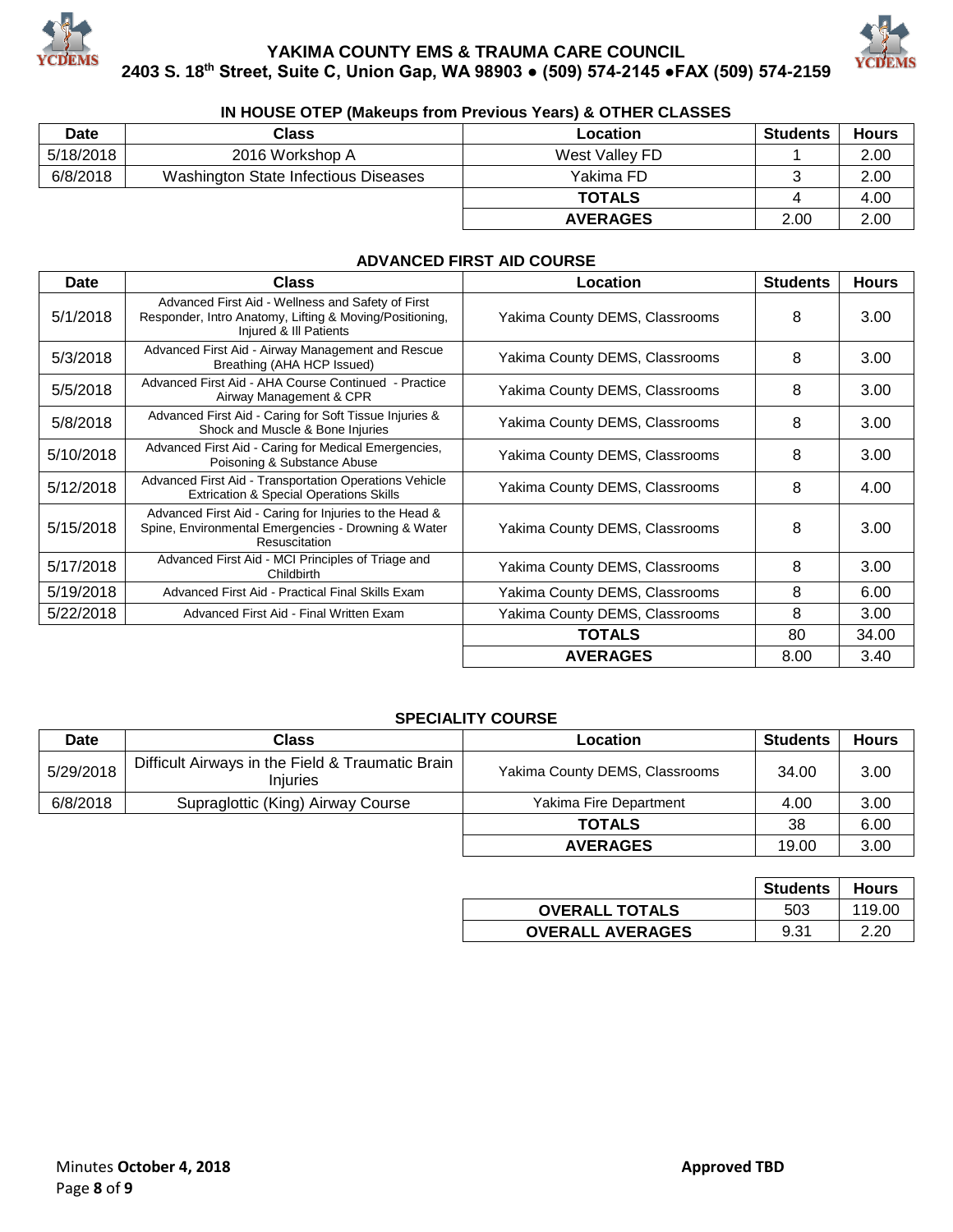## YAKIMA COUNTY EMS & TRAUMA CARE COUNCIL

**2403 S. 18th Street, Suite C, Union Gap, WA 98903 ● (509) 574-2145 ●FAX (509) 574-2159**

### IN HOUSE OTEP (Makeups from Previous Years) & OTHER CLASSES

| Date | Class | Location | Students | Hours |
|---|---|---|---|---|
| 5/18/2018 | 2016 Workshop A | West Valley FD | 1 | 2.00 |
| 6/8/2018 | Washington State Infectious Diseases | Yakima FD | 3 | 2.00 |
| | | **TOTALS** | 4 | 4.00 |
| | | **AVERAGES** | 2.00 | 2.00 |

### ADVANCED FIRST AID COURSE

| Date | Class | Location | Students | Hours |
|---|---|---|---|---|
| 5/1/2018 | Advanced First Aid - Wellness and Safety of First Responder, Intro Anatomy, Lifting & Moving/Positioning, Injured & Ill Patients | Yakima County DEMS, Classrooms | 8 | 3.00 |
| 5/3/2018 | Advanced First Aid - Airway Management and Rescue Breathing (AHA HCP Issued) | Yakima County DEMS, Classrooms | 8 | 3.00 |
| 5/5/2018 | Advanced First Aid - AHA Course Continued - Practice Airway Management & CPR | Yakima County DEMS, Classrooms | 8 | 3.00 |
| 5/8/2018 | Advanced First Aid - Caring for Soft Tissue Injuries & Shock and Muscle & Bone Injuries | Yakima County DEMS, Classrooms | 8 | 3.00 |
| 5/10/2018 | Advanced First Aid - Caring for Medical Emergencies, Poisoning & Substance Abuse | Yakima County DEMS, Classrooms | 8 | 3.00 |
| 5/12/2018 | Advanced First Aid - Transportation Operations Vehicle Extrication & Special Operations Skills | Yakima County DEMS, Classrooms | 8 | 4.00 |
| 5/15/2018 | Advanced First Aid - Caring for Injuries to the Head & Spine, Environmental Emergencies - Drowning & Water Resuscitation | Yakima County DEMS, Classrooms | 8 | 3.00 |
| 5/17/2018 | Advanced First Aid - MCI Principles of Triage and Childbirth | Yakima County DEMS, Classrooms | 8 | 3.00 |
| 5/19/2018 | Advanced First Aid - Practical Final Skills Exam | Yakima County DEMS, Classrooms | 8 | 6.00 |
| 5/22/2018 | Advanced First Aid - Final Written Exam | Yakima County DEMS, Classrooms | 8 | 3.00 |
| | | **TOTALS** | 80 | 34.00 |
| | | **AVERAGES** | 8.00 | 3.40 |

### SPECIALITY COURSE

| Date | Class | Location | Students | Hours |
|---|---|---|---|---|
| 5/29/2018 | Difficult Airways in the Field & Traumatic Brain Injuries | Yakima County DEMS, Classrooms | 34.00 | 3.00 |
| 6/8/2018 | Supraglottic (King) Airway Course | Yakima Fire Department | 4.00 | 3.00 |
| | | **TOTALS** | 38 | 6.00 |
| | | **AVERAGES** | 19.00 | 3.00 |

| | Students | Hours |
|---|---|---|
| **OVERALL TOTALS** | 503 | 119.00 |
| **OVERALL AVERAGES** | 9.31 | 2.20 |

Minutes **October 4, 2018** **Approved TBD**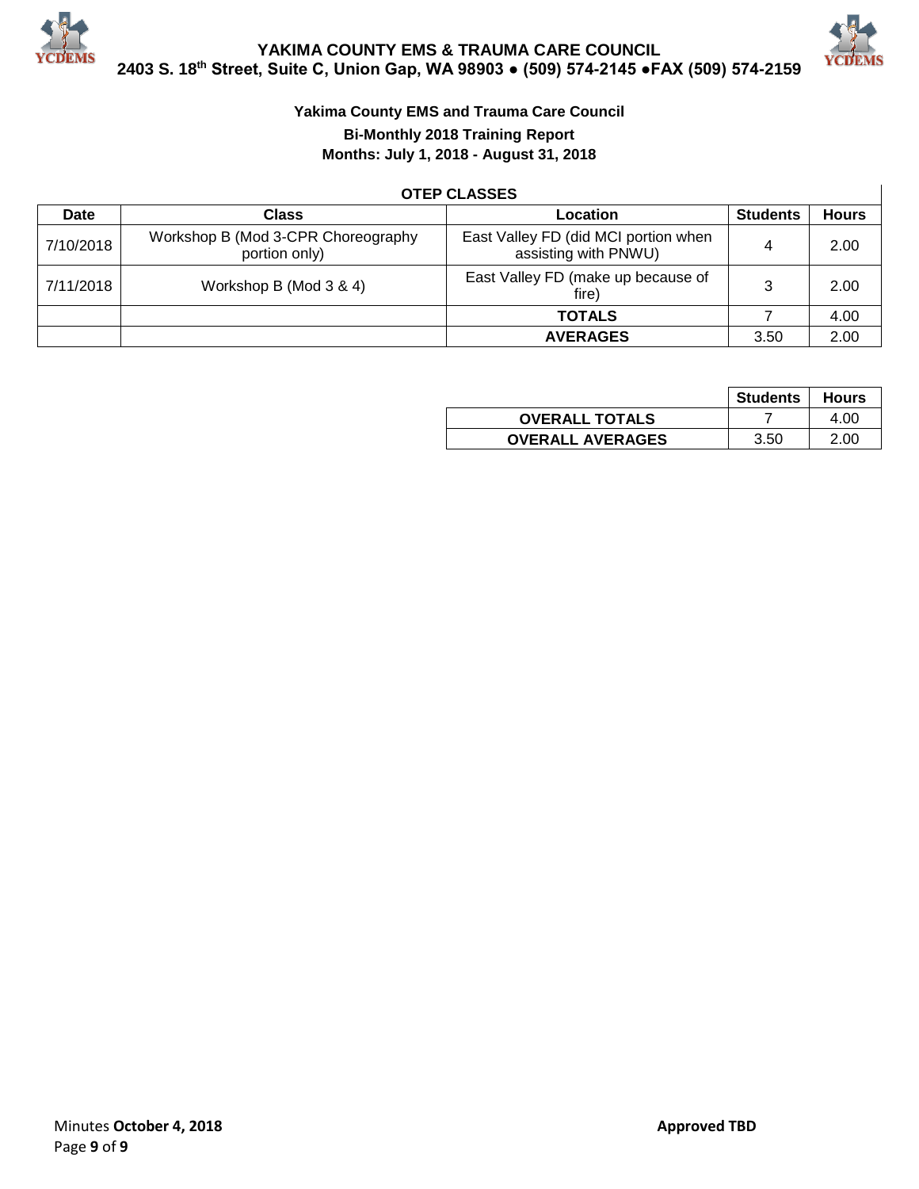**YAKIMA COUNTY EMS & TRAUMA CARE COUNCIL**
**2403 S. 18th Street, Suite C, Union Gap, WA 98903 ● (509) 574-2145 ●FAX (509) 574-2159**

### Yakima County EMS and Trauma Care Council
### Bi-Monthly 2018 Training Report
### Months: July 1, 2018 - August 31, 2018

**OTEP CLASSES**

| Date | Class | Location | Students | Hours |
|---|---|---|---|---|
| 7/10/2018 | Workshop B (Mod 3-CPR Choreography portion only) | East Valley FD (did MCI portion when assisting with PNWU) | 4 | 2.00 |
| 7/11/2018 | Workshop B (Mod 3 & 4) | East Valley FD (make up because of fire) | 3 | 2.00 |
| | | **TOTALS** | 7 | 4.00 |
| | | **AVERAGES** | 3.50 | 2.00 |

| | Students | Hours |
|---|---|---|
| **OVERALL TOTALS** | 7 | 4.00 |
| **OVERALL AVERAGES** | 3.50 | 2.00 |

Minutes **October 4, 2018** **Approved TBD**